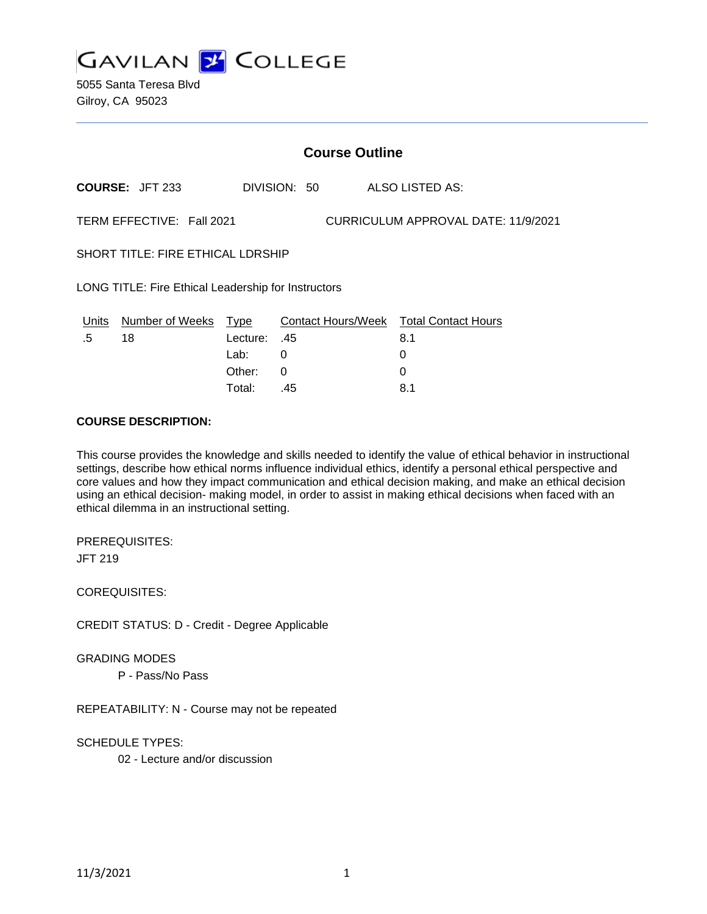# GAVILAN COLLEGE

5055 Santa Teresa Blvd
Gilroy, CA 95023

## Course Outline

**COURSE:** JFT 233 DIVISION: 50 ALSO LISTED AS:

TERM EFFECTIVE: Fall 2021 CURRICULUM APPROVAL DATE: 11/9/2021

SHORT TITLE: FIRE ETHICAL LDRSHIP

LONG TITLE: Fire Ethical Leadership for Instructors

| Units | Number of Weeks | Type | Contact Hours/Week | Total Contact Hours |
|---|---|---|---|---|
| .5 | 18 | Lecture: | .45 | 8.1 |
| | | Lab: | 0 | 0 |
| | | Other: | 0 | 0 |
| | | Total: | .45 | 8.1 |

**COURSE DESCRIPTION:**

This course provides the knowledge and skills needed to identify the value of ethical behavior in instructional settings, describe how ethical norms influence individual ethics, identify a personal ethical perspective and core values and how they impact communication and ethical decision making, and make an ethical decision using an ethical decision- making model, in order to assist in making ethical decisions when faced with an ethical dilemma in an instructional setting.

PREREQUISITES:
JFT 219

COREQUISITES:

CREDIT STATUS: D - Credit - Degree Applicable

GRADING MODES
P - Pass/No Pass

REPEATABILITY: N - Course may not be repeated

SCHEDULE TYPES:
02 - Lecture and/or discussion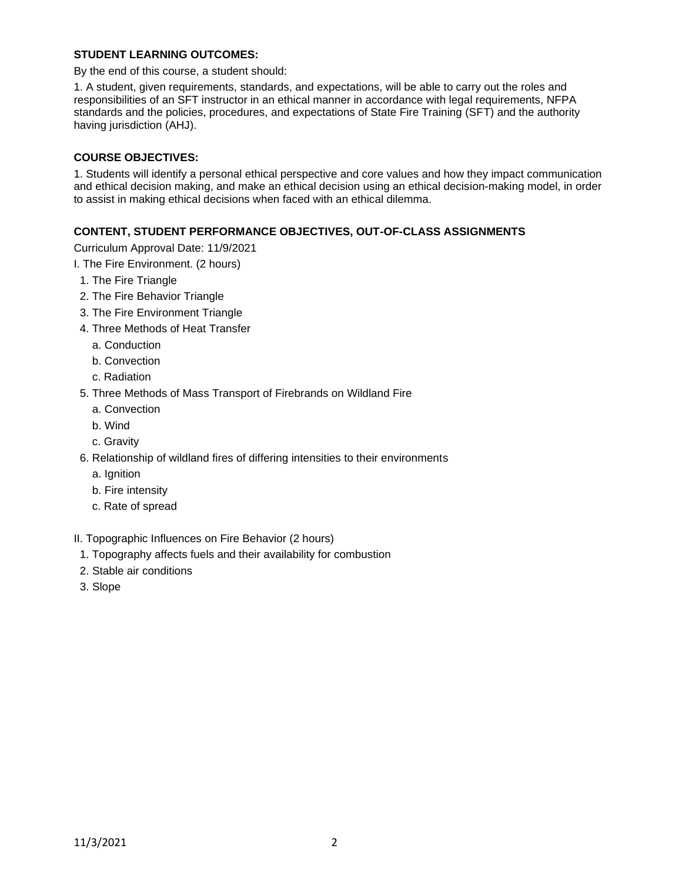**STUDENT LEARNING OUTCOMES:**

By the end of this course, a student should:

1. A student, given requirements, standards, and expectations, will be able to carry out the roles and responsibilities of an SFT instructor in an ethical manner in accordance with legal requirements, NFPA standards and the policies, procedures, and expectations of State Fire Training (SFT) and the authority having jurisdiction (AHJ).

**COURSE OBJECTIVES:**

1. Students will identify a personal ethical perspective and core values and how they impact communication and ethical decision making, and make an ethical decision using an ethical decision-making model, in order to assist in making ethical decisions when faced with an ethical dilemma.

**CONTENT, STUDENT PERFORMANCE OBJECTIVES, OUT-OF-CLASS ASSIGNMENTS**

Curriculum Approval Date: 11/9/2021

I. The Fire Environment. (2 hours)

1. The Fire Triangle
2. The Fire Behavior Triangle
3. The Fire Environment Triangle
4. Three Methods of Heat Transfer
   a. Conduction
   b. Convection
   c. Radiation
5. Three Methods of Mass Transport of Firebrands on Wildland Fire
   a. Convection
   b. Wind
   c. Gravity
6. Relationship of wildland fires of differing intensities to their environments
   a. Ignition
   b. Fire intensity
   c. Rate of spread

II. Topographic Influences on Fire Behavior (2 hours)

1. Topography affects fuels and their availability for combustion
2. Stable air conditions
3. Slope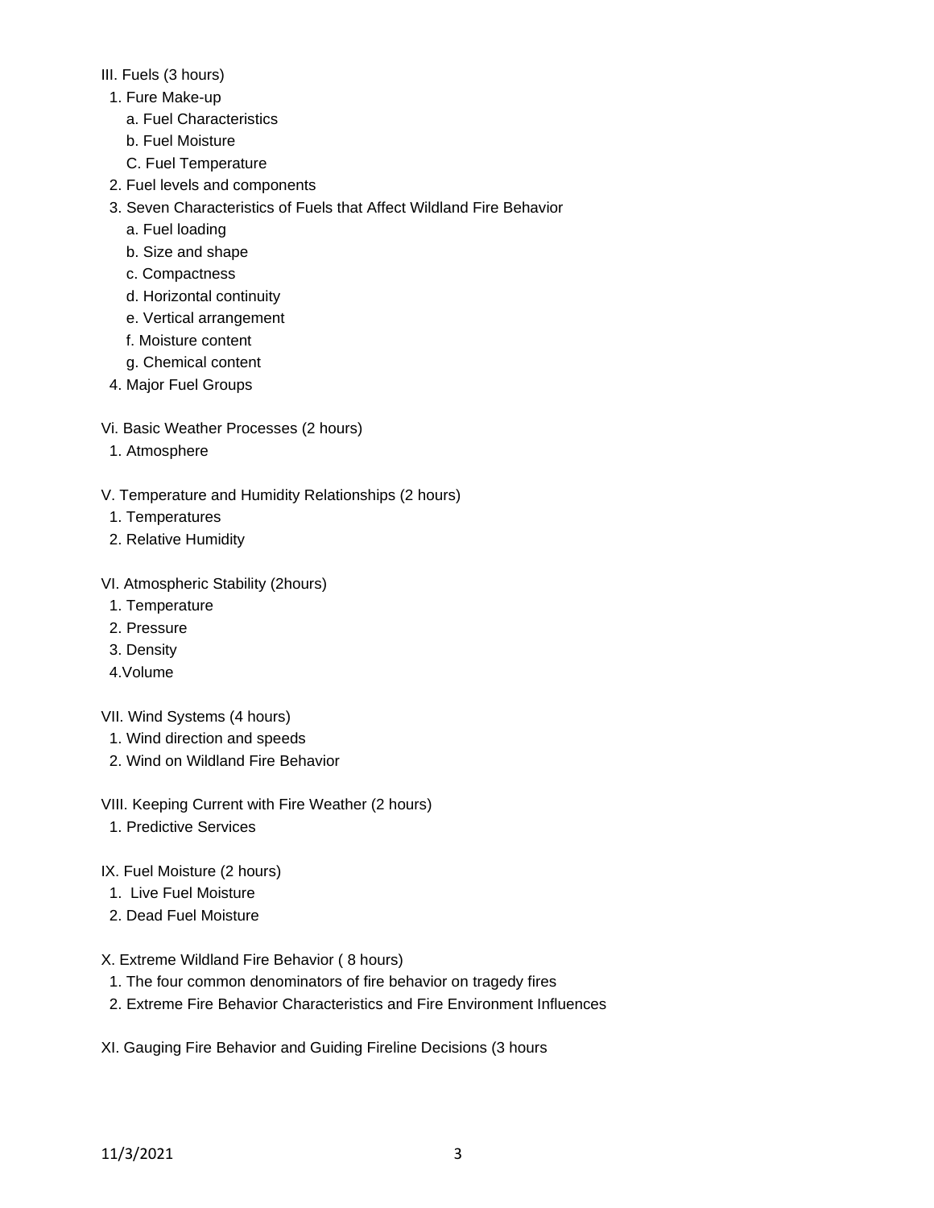III. Fuels (3 hours)

1. Fure Make-up
   a. Fuel Characteristics
   b. Fuel Moisture
   C. Fuel Temperature
2. Fuel levels and components
3. Seven Characteristics of Fuels that Affect Wildland Fire Behavior
   a. Fuel loading
   b. Size and shape
   c. Compactness
   d. Horizontal continuity
   e. Vertical arrangement
   f. Moisture content
   g. Chemical content
4. Major Fuel Groups

Vi. Basic Weather Processes (2 hours)

1. Atmosphere

V. Temperature and Humidity Relationships (2 hours)

1. Temperatures
2. Relative Humidity

VI. Atmospheric Stability (2hours)

1. Temperature
2. Pressure
3. Density
4. Volume

VII. Wind Systems (4 hours)

1. Wind direction and speeds
2. Wind on Wildland Fire Behavior

VIII. Keeping Current with Fire Weather (2 hours)

1. Predictive Services

IX. Fuel Moisture (2 hours)

1. Live Fuel Moisture
2. Dead Fuel Moisture

X. Extreme Wildland Fire Behavior ( 8 hours)

1. The four common denominators of fire behavior on tragedy fires
2. Extreme Fire Behavior Characteristics and Fire Environment Influences

XI. Gauging Fire Behavior and Guiding Fireline Decisions (3 hours

11/3/2021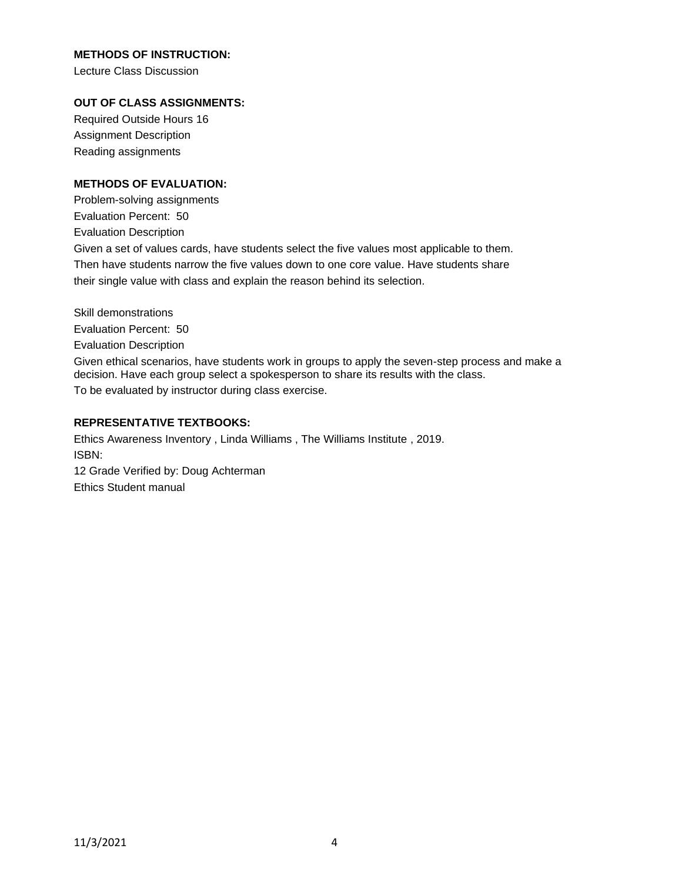**METHODS OF INSTRUCTION:**

Lecture Class Discussion

**OUT OF CLASS ASSIGNMENTS:**

Required Outside Hours 16

Assignment Description

Reading assignments

**METHODS OF EVALUATION:**

Problem-solving assignments

Evaluation Percent: 50

Evaluation Description

Given a set of values cards, have students select the five values most applicable to them. Then have students narrow the five values down to one core value. Have students share their single value with class and explain the reason behind its selection.

Skill demonstrations

Evaluation Percent: 50

Evaluation Description

Given ethical scenarios, have students work in groups to apply the seven-step process and make a decision. Have each group select a spokesperson to share its results with the class.

To be evaluated by instructor during class exercise.

**REPRESENTATIVE TEXTBOOKS:**

Ethics Awareness Inventory , Linda Williams , The Williams Institute , 2019.

ISBN:

12 Grade Verified by: Doug Achterman

Ethics Student manual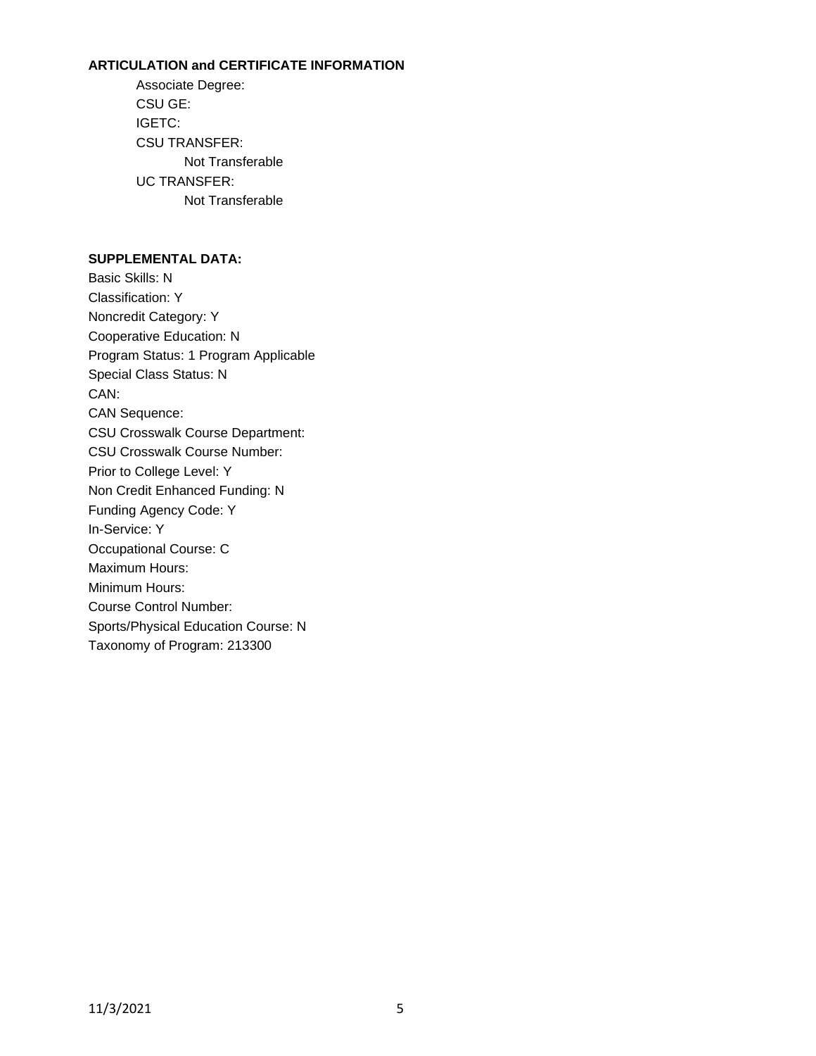**ARTICULATION and CERTIFICATE INFORMATION**

Associate Degree:
CSU GE:
IGETC:
CSU TRANSFER:
Not Transferable
UC TRANSFER:
Not Transferable

**SUPPLEMENTAL DATA:**

Basic Skills: N
Classification: Y
Noncredit Category: Y
Cooperative Education: N
Program Status: 1 Program Applicable
Special Class Status: N
CAN:
CAN Sequence:
CSU Crosswalk Course Department:
CSU Crosswalk Course Number:
Prior to College Level: Y
Non Credit Enhanced Funding: N
Funding Agency Code: Y
In-Service: Y
Occupational Course: C
Maximum Hours:
Minimum Hours:
Course Control Number:
Sports/Physical Education Course: N
Taxonomy of Program: 213300